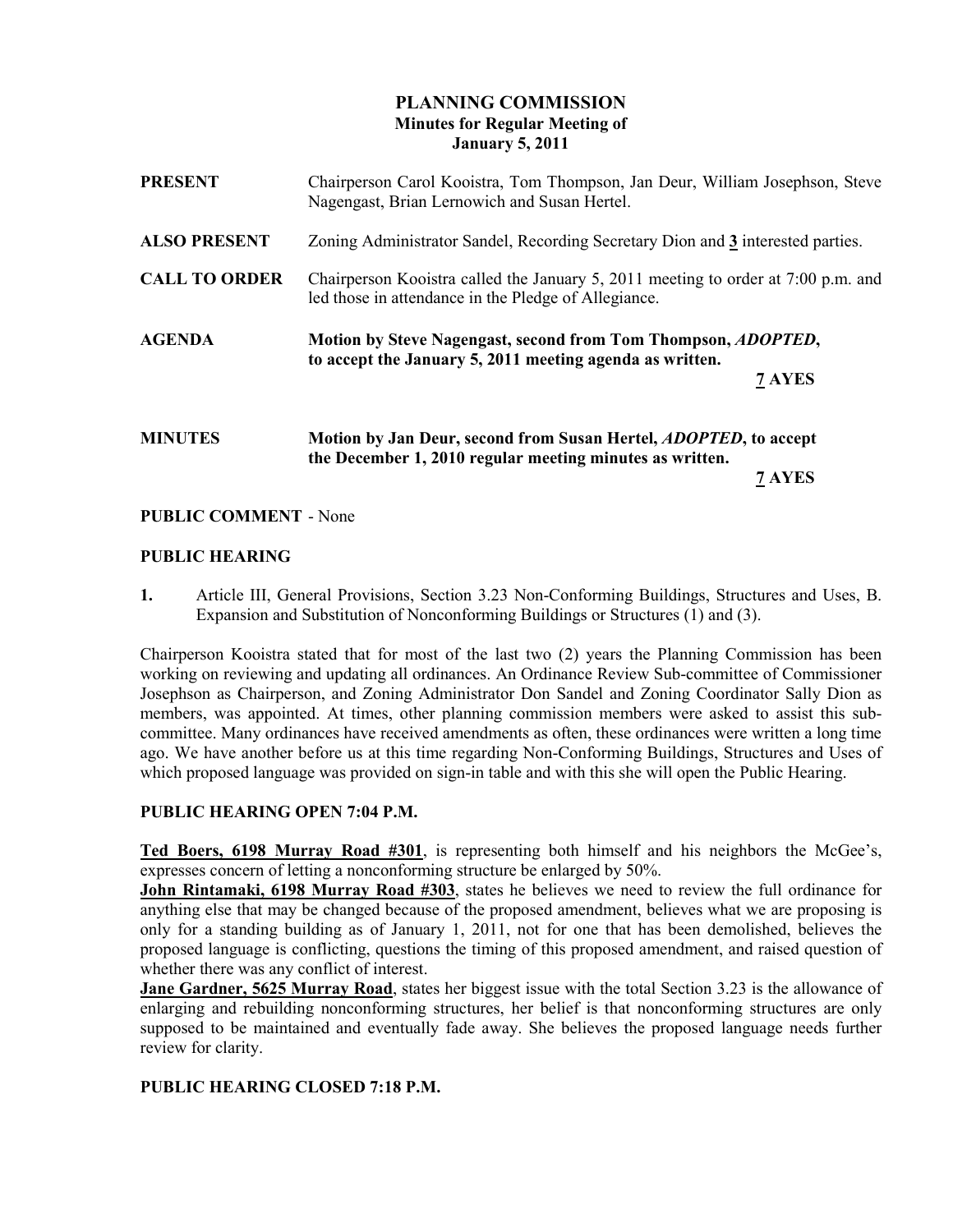# PLANNING COMMISSION
## Minutes for Regular Meeting of
## January 5, 2011

**PRESENT** Chairperson Carol Kooistra, Tom Thompson, Jan Deur, William Josephson, Steve Nagengast, Brian Lernowich and Susan Hertel.

**ALSO PRESENT** Zoning Administrator Sandel, Recording Secretary Dion and **3** interested parties.

**CALL TO ORDER** Chairperson Kooistra called the January 5, 2011 meeting to order at 7:00 p.m. and led those in attendance in the Pledge of Allegiance.

**AGENDA** **Motion by Steve Nagengast, second from Tom Thompson, *ADOPTED*, to accept the January 5, 2011 meeting agenda as written.**

**7 AYES**

**MINUTES** **Motion by Jan Deur, second from Susan Hertel, *ADOPTED*, to accept the December 1, 2010 regular meeting minutes as written.**

**7 AYES**

**PUBLIC COMMENT** - None

**PUBLIC HEARING**

**1.** Article III, General Provisions, Section 3.23 Non-Conforming Buildings, Structures and Uses, B. Expansion and Substitution of Nonconforming Buildings or Structures (1) and (3).

Chairperson Kooistra stated that for most of the last two (2) years the Planning Commission has been working on reviewing and updating all ordinances. An Ordinance Review Sub-committee of Commissioner Josephson as Chairperson, and Zoning Administrator Don Sandel and Zoning Coordinator Sally Dion as members, was appointed. At times, other planning commission members were asked to assist this sub-committee. Many ordinances have received amendments as often, these ordinances were written a long time ago. We have another before us at this time regarding Non-Conforming Buildings, Structures and Uses of which proposed language was provided on sign-in table and with this she will open the Public Hearing.

**PUBLIC HEARING OPEN 7:04 P.M.**

**Ted Boers, 6198 Murray Road #301**, is representing both himself and his neighbors the McGee's, expresses concern of letting a nonconforming structure be enlarged by 50%.

**John Rintamaki, 6198 Murray Road #303**, states he believes we need to review the full ordinance for anything else that may be changed because of the proposed amendment, believes what we are proposing is only for a standing building as of January 1, 2011, not for one that has been demolished, believes the proposed language is conflicting, questions the timing of this proposed amendment, and raised question of whether there was any conflict of interest.

**Jane Gardner, 5625 Murray Road**, states her biggest issue with the total Section 3.23 is the allowance of enlarging and rebuilding nonconforming structures, her belief is that nonconforming structures are only supposed to be maintained and eventually fade away. She believes the proposed language needs further review for clarity.

**PUBLIC HEARING CLOSED 7:18 P.M.**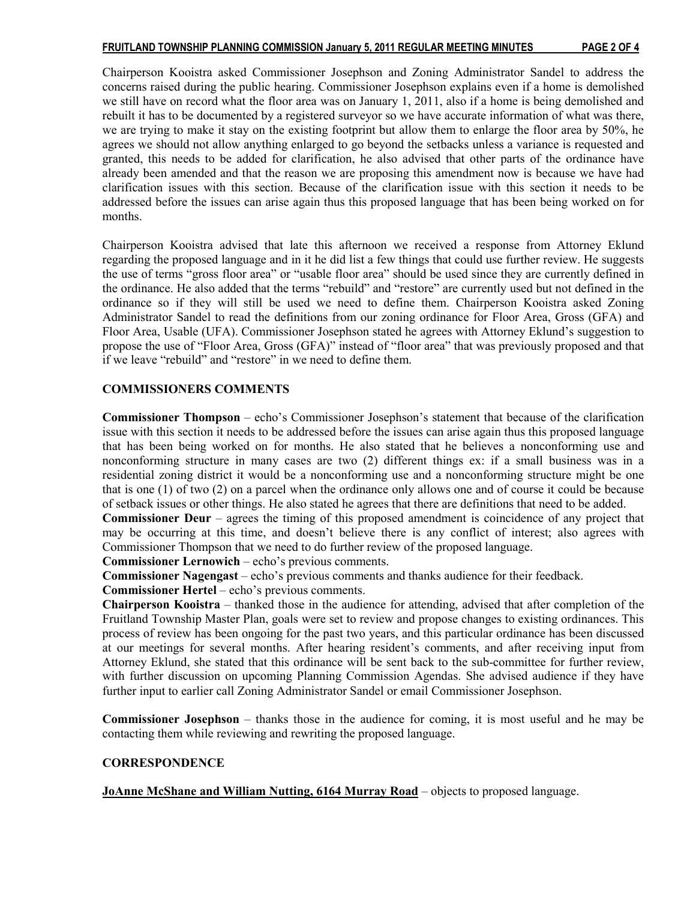Chairperson Kooistra asked Commissioner Josephson and Zoning Administrator Sandel to address the concerns raised during the public hearing. Commissioner Josephson explains even if a home is demolished we still have on record what the floor area was on January 1, 2011, also if a home is being demolished and rebuilt it has to be documented by a registered surveyor so we have accurate information of what was there, we are trying to make it stay on the existing footprint but allow them to enlarge the floor area by 50%, he agrees we should not allow anything enlarged to go beyond the setbacks unless a variance is requested and granted, this needs to be added for clarification, he also advised that other parts of the ordinance have already been amended and that the reason we are proposing this amendment now is because we have had clarification issues with this section. Because of the clarification issue with this section it needs to be addressed before the issues can arise again thus this proposed language that has been being worked on for months.

Chairperson Kooistra advised that late this afternoon we received a response from Attorney Eklund regarding the proposed language and in it he did list a few things that could use further review. He suggests the use of terms "gross floor area" or "usable floor area" should be used since they are currently defined in the ordinance. He also added that the terms "rebuild" and "restore" are currently used but not defined in the ordinance so if they will still be used we need to define them. Chairperson Kooistra asked Zoning Administrator Sandel to read the definitions from our zoning ordinance for Floor Area, Gross (GFA) and Floor Area, Usable (UFA). Commissioner Josephson stated he agrees with Attorney Eklund's suggestion to propose the use of "Floor Area, Gross (GFA)" instead of "floor area" that was previously proposed and that if we leave "rebuild" and "restore" in we need to define them.

## COMMISSIONERS COMMENTS

**Commissioner Thompson** – echo's Commissioner Josephson's statement that because of the clarification issue with this section it needs to be addressed before the issues can arise again thus this proposed language that has been being worked on for months. He also stated that he believes a nonconforming use and nonconforming structure in many cases are two (2) different things ex: if a small business was in a residential zoning district it would be a nonconforming use and a nonconforming structure might be one that is one (1) of two (2) on a parcel when the ordinance only allows one and of course it could be because of setback issues or other things. He also stated he agrees that there are definitions that need to be added.

**Commissioner Deur** – agrees the timing of this proposed amendment is coincidence of any project that may be occurring at this time, and doesn't believe there is any conflict of interest; also agrees with Commissioner Thompson that we need to do further review of the proposed language.

**Commissioner Lernowich** – echo's previous comments.

**Commissioner Nagengast** – echo's previous comments and thanks audience for their feedback.

**Commissioner Hertel** – echo's previous comments.

**Chairperson Kooistra** – thanked those in the audience for attending, advised that after completion of the Fruitland Township Master Plan, goals were set to review and propose changes to existing ordinances. This process of review has been ongoing for the past two years, and this particular ordinance has been discussed at our meetings for several months. After hearing resident's comments, and after receiving input from Attorney Eklund, she stated that this ordinance will be sent back to the sub-committee for further review, with further discussion on upcoming Planning Commission Agendas. She advised audience if they have further input to earlier call Zoning Administrator Sandel or email Commissioner Josephson.

**Commissioner Josephson** – thanks those in the audience for coming, it is most useful and he may be contacting them while reviewing and rewriting the proposed language.

## CORRESPONDENCE

**JoAnne McShane and William Nutting, 6164 Murray Road** – objects to proposed language.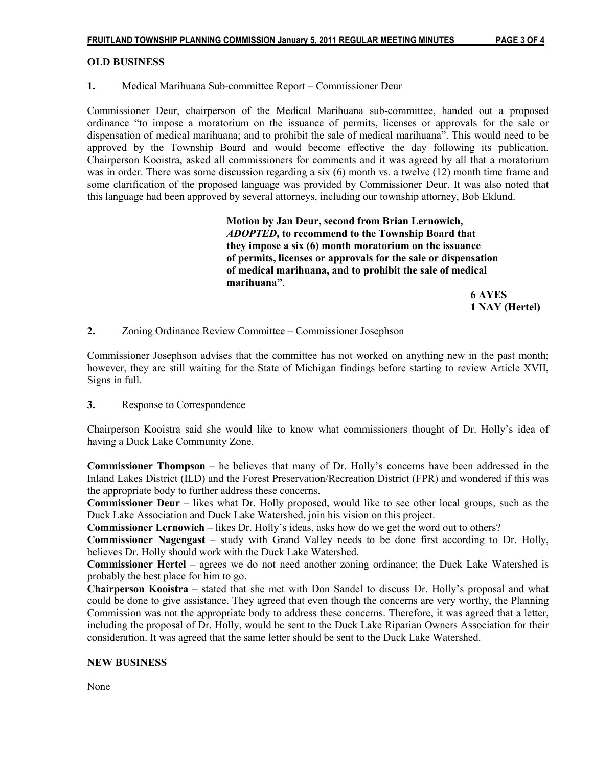**OLD BUSINESS**

**1.** Medical Marihuana Sub-committee Report – Commissioner Deur

Commissioner Deur, chairperson of the Medical Marihuana sub-committee, handed out a proposed ordinance "to impose a moratorium on the issuance of permits, licenses or approvals for the sale or dispensation of medical marihuana; and to prohibit the sale of medical marihuana". This would need to be approved by the Township Board and would become effective the day following its publication. Chairperson Kooistra, asked all commissioners for comments and it was agreed by all that a moratorium was in order. There was some discussion regarding a six (6) month vs. a twelve (12) month time frame and some clarification of the proposed language was provided by Commissioner Deur. It was also noted that this language had been approved by several attorneys, including our township attorney, Bob Eklund.

> **Motion by Jan Deur, second from Brian Lernowich, *ADOPTED*, to recommend to the Township Board that they impose a six (6) month moratorium on the issuance of permits, licenses or approvals for the sale or dispensation of medical marihuana, and to prohibit the sale of medical marihuana".**
>
> **6 AYES**
> **1 NAY (Hertel)**

**2.** Zoning Ordinance Review Committee – Commissioner Josephson

Commissioner Josephson advises that the committee has not worked on anything new in the past month; however, they are still waiting for the State of Michigan findings before starting to review Article XVII, Signs in full.

**3.** Response to Correspondence

Chairperson Kooistra said she would like to know what commissioners thought of Dr. Holly's idea of having a Duck Lake Community Zone.

**Commissioner Thompson** – he believes that many of Dr. Holly's concerns have been addressed in the Inland Lakes District (ILD) and the Forest Preservation/Recreation District (FPR) and wondered if this was the appropriate body to further address these concerns.
**Commissioner Deur** – likes what Dr. Holly proposed, would like to see other local groups, such as the Duck Lake Association and Duck Lake Watershed, join his vision on this project.
**Commissioner Lernowich** – likes Dr. Holly's ideas, asks how do we get the word out to others?
**Commissioner Nagengast** – study with Grand Valley needs to be done first according to Dr. Holly, believes Dr. Holly should work with the Duck Lake Watershed.
**Commissioner Hertel** – agrees we do not need another zoning ordinance; the Duck Lake Watershed is probably the best place for him to go.
**Chairperson Kooistra –** stated that she met with Don Sandel to discuss Dr. Holly's proposal and what could be done to give assistance. They agreed that even though the concerns are very worthy, the Planning Commission was not the appropriate body to address these concerns. Therefore, it was agreed that a letter, including the proposal of Dr. Holly, would be sent to the Duck Lake Riparian Owners Association for their consideration. It was agreed that the same letter should be sent to the Duck Lake Watershed.

**NEW BUSINESS**

None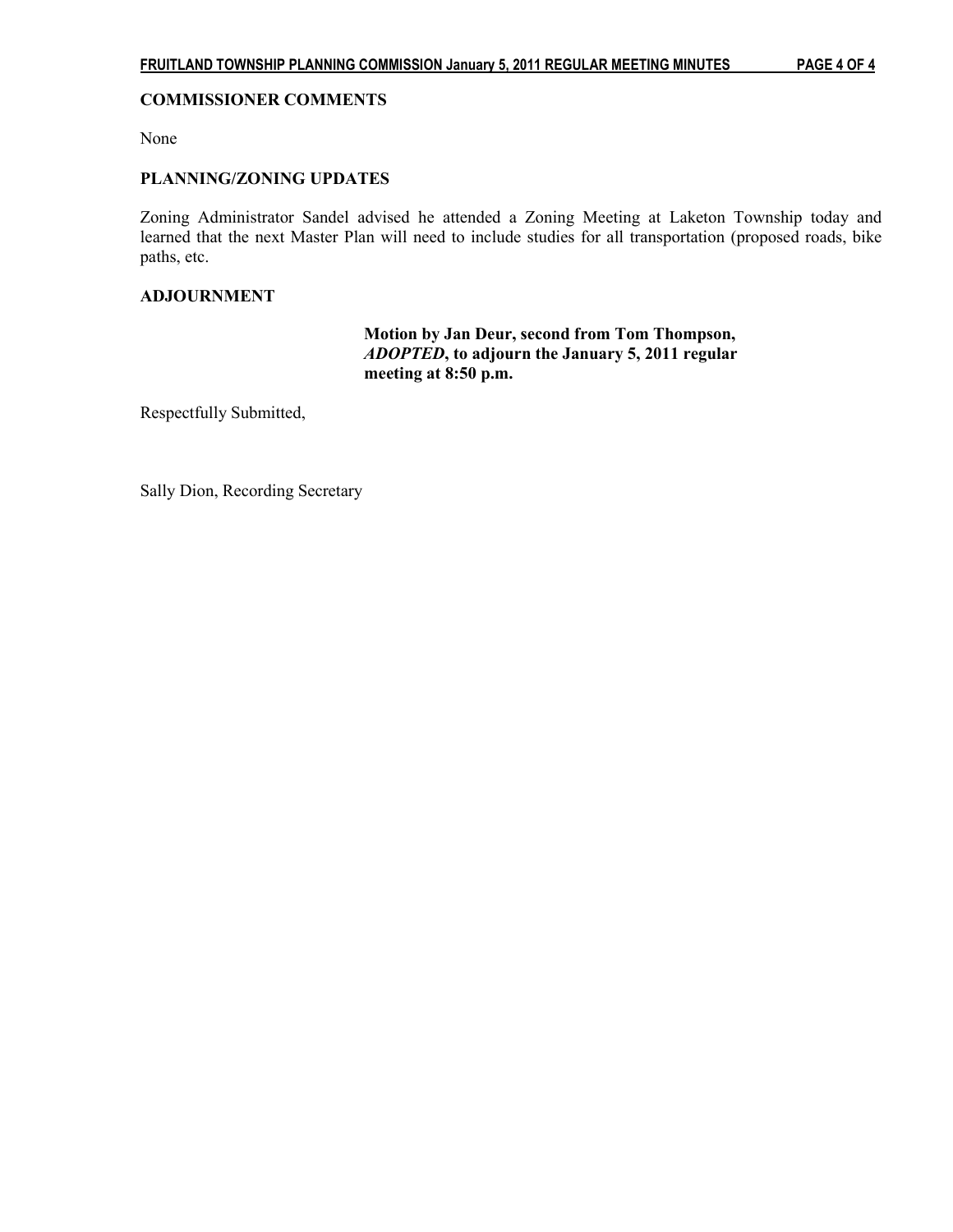## COMMISSIONER COMMENTS

None

## PLANNING/ZONING UPDATES

Zoning Administrator Sandel advised he attended a Zoning Meeting at Laketon Township today and learned that the next Master Plan will need to include studies for all transportation (proposed roads, bike paths, etc.

## ADJOURNMENT

> **Motion by Jan Deur, second from Tom Thompson, *ADOPTED*, to adjourn the January 5, 2011 regular meeting at 8:50 p.m.**

Respectfully Submitted,

Sally Dion, Recording Secretary